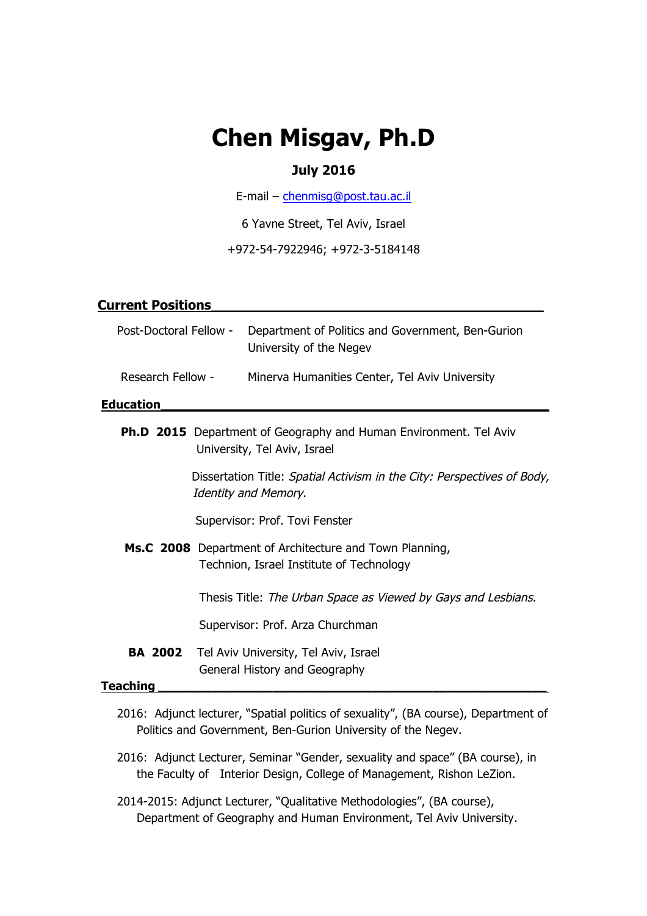# Chen Misgav, Ph.D

**July 2016**

E-mail – chenmisg@post.tau.ac.il

6 Yavne Street, Tel Aviv, Israel

+972-54-7922946; +972-3-5184148

## Current Positions

Post-Doctoral Fellow - Department of Politics and Government, Ben-Gurion University of the Negev

Research Fellow - Minerva Humanities Center, Tel Aviv University

## Education

**Ph.D 2015** Department of Geography and Human Environment. Tel Aviv University, Tel Aviv, Israel

Dissertation Title: *Spatial Activism in the City: Perspectives of Body, Identity and Memory*.

Supervisor: Prof. Tovi Fenster

**Ms.C 2008** Department of Architecture and Town Planning, Technion, Israel Institute of Technology

Thesis Title: *The Urban Space as Viewed by Gays and Lesbians*.

Supervisor: Prof. Arza Churchman

**BA 2002** Tel Aviv University, Tel Aviv, Israel
General History and Geography

## Teaching

2016: Adjunct lecturer, "Spatial politics of sexuality", (BA course), Department of Politics and Government, Ben-Gurion University of the Negev.

2016: Adjunct Lecturer, Seminar "Gender, sexuality and space" (BA course), in the Faculty of Interior Design, College of Management, Rishon LeZion.

2014-2015: Adjunct Lecturer, "Qualitative Methodologies", (BA course), Department of Geography and Human Environment, Tel Aviv University.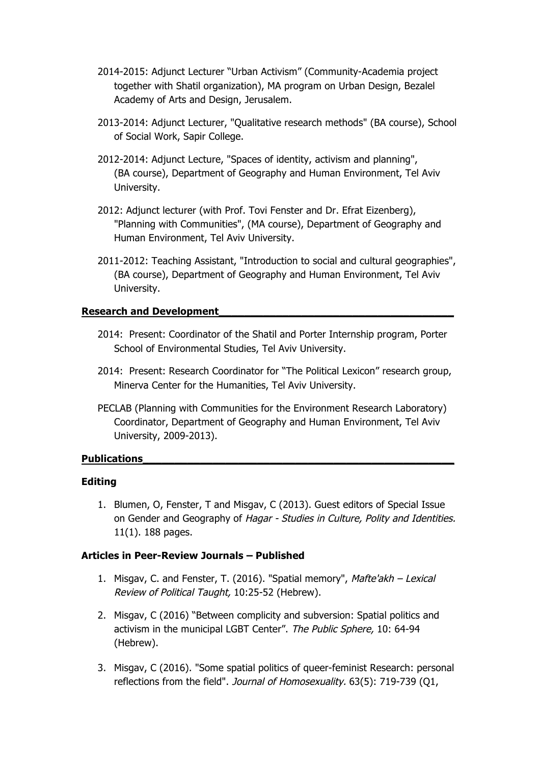- 2014-2015: Adjunct Lecturer "Urban Activism" (Community-Academia project together with Shatil organization), MA program on Urban Design, Bezalel Academy of Arts and Design, Jerusalem.
- 2013-2014: Adjunct Lecturer, "Qualitative research methods" (BA course), School of Social Work, Sapir College.
- 2012-2014: Adjunct Lecture, "Spaces of identity, activism and planning", (BA course), Department of Geography and Human Environment, Tel Aviv University.
- 2012: Adjunct lecturer (with Prof. Tovi Fenster and Dr. Efrat Eizenberg), "Planning with Communities", (MA course), Department of Geography and Human Environment, Tel Aviv University.
- 2011-2012: Teaching Assistant, "Introduction to social and cultural geographies", (BA course), Department of Geography and Human Environment, Tel Aviv University.

## Research and Development

- 2014: Present: Coordinator of the Shatil and Porter Internship program, Porter School of Environmental Studies, Tel Aviv University.
- 2014: Present: Research Coordinator for "The Political Lexicon" research group, Minerva Center for the Humanities, Tel Aviv University.
- PECLAB (Planning with Communities for the Environment Research Laboratory) Coordinator, Department of Geography and Human Environment, Tel Aviv University, 2009-2013).

## Publications

### Editing

1. Blumen, O, Fenster, T and Misgav, C (2013). Guest editors of Special Issue on Gender and Geography of *Hagar - Studies in Culture, Polity and Identities.* 11(1). 188 pages.

### Articles in Peer-Review Journals – Published

1. Misgav, C. and Fenster, T. (2016). "Spatial memory", *Mafte'akh – Lexical Review of Political Taught,* 10:25-52 (Hebrew).
2. Misgav, C (2016) "Between complicity and subversion: Spatial politics and activism in the municipal LGBT Center". *The Public Sphere,* 10: 64-94 (Hebrew).
3. Misgav, C (2016). "Some spatial politics of queer-feminist Research: personal reflections from the field". *Journal of Homosexuality.* 63(5): 719-739 (Q1,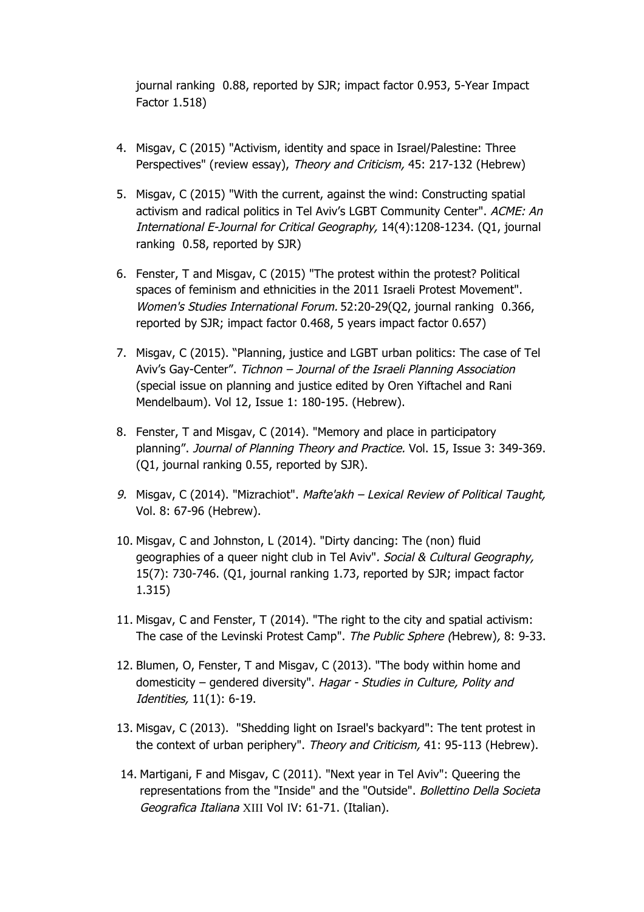journal ranking 0.88, reported by SJR; impact factor 0.953, 5-Year Impact Factor 1.518)

4. Misgav, C (2015) "Activism, identity and space in Israel/Palestine: Three Perspectives" (review essay), *Theory and Criticism,* 45: 217-132 (Hebrew)

5. Misgav, C (2015) "With the current, against the wind: Constructing spatial activism and radical politics in Tel Aviv's LGBT Community Center". *ACME: An International E-Journal for Critical Geography,* 14(4):1208-1234. (Q1, journal ranking 0.58, reported by SJR)

6. Fenster, T and Misgav, C (2015) "The protest within the protest? Political spaces of feminism and ethnicities in the 2011 Israeli Protest Movement". *Women's Studies International Forum.* 52:20-29(Q2, journal ranking 0.366, reported by SJR; impact factor 0.468, 5 years impact factor 0.657)

7. Misgav, C (2015). "Planning, justice and LGBT urban politics: The case of Tel Aviv's Gay-Center". *Tichnon – Journal of the Israeli Planning Association* (special issue on planning and justice edited by Oren Yiftachel and Rani Mendelbaum). Vol 12, Issue 1: 180-195. (Hebrew).

8. Fenster, T and Misgav, C (2014). "Memory and place in participatory planning". *Journal of Planning Theory and Practice.* Vol. 15, Issue 3: 349-369. (Q1, journal ranking 0.55, reported by SJR).

9. Misgav, C (2014). "Mizrachiot". *Mafte'akh – Lexical Review of Political Taught,* Vol. 8: 67-96 (Hebrew).

10. Misgav, C and Johnston, L (2014). "Dirty dancing: The (non) fluid geographies of a queer night club in Tel Aviv". *Social & Cultural Geography,* 15(7): 730-746. (Q1, journal ranking 1.73, reported by SJR; impact factor 1.315)

11. Misgav, C and Fenster, T (2014). "The right to the city and spatial activism: The case of the Levinski Protest Camp". *The Public Sphere (*Hebrew)*,* 8: 9-33.

12. Blumen, O, Fenster, T and Misgav, C (2013). "The body within home and domesticity – gendered diversity". *Hagar - Studies in Culture, Polity and Identities,* 11(1): 6-19.

13. Misgav, C (2013). "Shedding light on Israel's backyard": The tent protest in the context of urban periphery". *Theory and Criticism,* 41: 95-113 (Hebrew).

14. Martigani, F and Misgav, C (2011). "Next year in Tel Aviv": Queering the representations from the "Inside" and the "Outside". *Bollettino Della Societa Geografica Italiana* XIII Vol IV: 61-71. (Italian).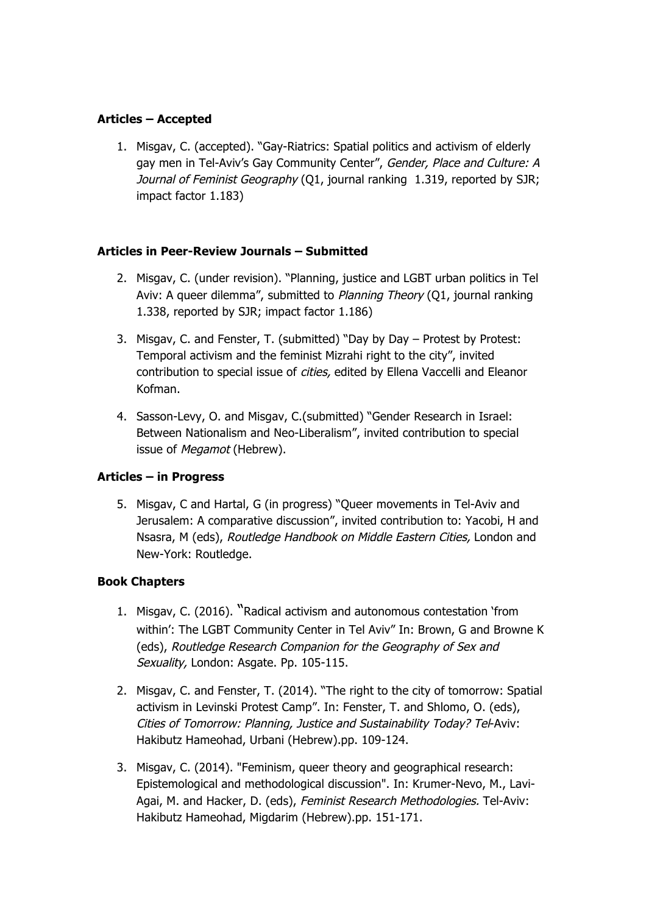**Articles – Accepted**

1. Misgav, C. (accepted). "Gay-Riatrics: Spatial politics and activism of elderly gay men in Tel-Aviv's Gay Community Center", *Gender, Place and Culture: A Journal of Feminist Geography* (Q1, journal ranking 1.319, reported by SJR; impact factor 1.183)

**Articles in Peer-Review Journals – Submitted**

2. Misgav, C. (under revision). "Planning, justice and LGBT urban politics in Tel Aviv: A queer dilemma", submitted to *Planning Theory* (Q1, journal ranking 1.338, reported by SJR; impact factor 1.186)
3. Misgav, C. and Fenster, T. (submitted) "Day by Day – Protest by Protest: Temporal activism and the feminist Mizrahi right to the city", invited contribution to special issue of *cities,* edited by Ellena Vaccelli and Eleanor Kofman.
4. Sasson-Levy, O. and Misgav, C.(submitted) "Gender Research in Israel: Between Nationalism and Neo-Liberalism", invited contribution to special issue of *Megamot* (Hebrew).

**Articles – in Progress**

5. Misgav, C and Hartal, G (in progress) "Queer movements in Tel-Aviv and Jerusalem: A comparative discussion", invited contribution to: Yacobi, H and Nsasra, M (eds), *Routledge Handbook on Middle Eastern Cities,* London and New-York: Routledge.

**Book Chapters**

1. Misgav, C. (2016). "Radical activism and autonomous contestation 'from within': The LGBT Community Center in Tel Aviv" In: Brown, G and Browne K (eds), *Routledge Research Companion for the Geography of Sex and Sexuality,* London: Asgate. Pp. 105-115.
2. Misgav, C. and Fenster, T. (2014). "The right to the city of tomorrow: Spatial activism in Levinski Protest Camp". In: Fenster, T. and Shlomo, O. (eds), *Cities of Tomorrow: Planning, Justice and Sustainability Today? Tel*-Aviv: Hakibutz Hameohad, Urbani (Hebrew).pp. 109-124.
3. Misgav, C. (2014). "Feminism, queer theory and geographical research: Epistemological and methodological discussion". In: Krumer-Nevo, M., Lavi-Agai, M. and Hacker, D. (eds), *Feminist Research Methodologies.* Tel-Aviv: Hakibutz Hameohad, Migdarim (Hebrew).pp. 151-171.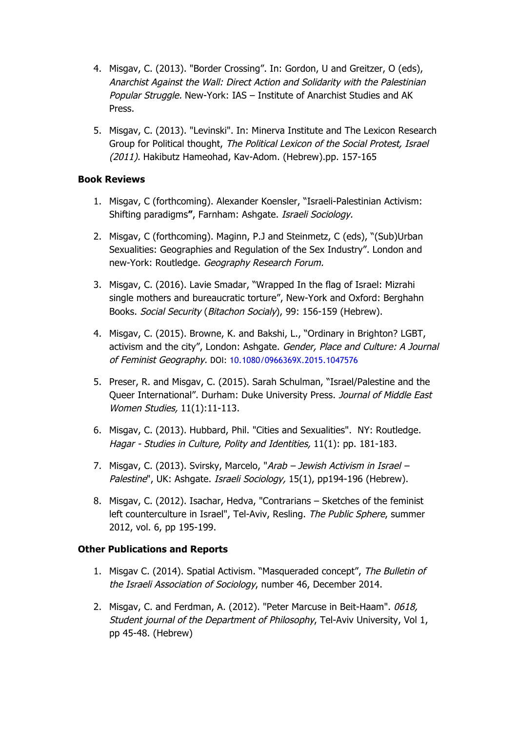4. Misgav, C. (2013). "Border Crossing". In: Gordon, U and Greitzer, O (eds), *Anarchist Against the Wall: Direct Action and Solidarity with the Palestinian Popular Struggle.* New-York: IAS – Institute of Anarchist Studies and AK Press.

5. Misgav, C. (2013). "Levinski". In: Minerva Institute and The Lexicon Research Group for Political thought, *The Political Lexicon of the Social Protest, Israel (2011).* Hakibutz Hameohad, Kav-Adom. (Hebrew).pp. 157-165

**Book Reviews**

1. Misgav, C (forthcoming). Alexander Koensler, "Israeli-Palestinian Activism: Shifting paradigms**"**, Farnham: Ashgate. *Israeli Sociology.*

2. Misgav, C (forthcoming). Maginn, P.J and Steinmetz, C (eds), "(Sub)Urban Sexualities: Geographies and Regulation of the Sex Industry". London and new-York: Routledge. *Geography Research Forum.*

3. Misgav, C. (2016). Lavie Smadar, "Wrapped In the flag of Israel: Mizrahi single mothers and bureaucratic torture", New-York and Oxford: Berghahn Books. *Social Security* (*Bitachon Socialy*), 99: 156-159 (Hebrew).

4. Misgav, C. (2015). Browne, K. and Bakshi, L., "Ordinary in Brighton? LGBT, activism and the city", London: Ashgate. *Gender, Place and Culture: A Journal of Feminist Geography.* DOI: 10.1080/0966369X.2015.1047576

5. Preser, R. and Misgav, C. (2015). Sarah Schulman, "Israel/Palestine and the Queer International". Durham: Duke University Press. *Journal of Middle East Women Studies,* 11(1):11-113.

6. Misgav, C. (2013). Hubbard, Phil. "Cities and Sexualities". NY: Routledge. *Hagar - Studies in Culture, Polity and Identities,* 11(1): pp. 181-183.

7. Misgav, C. (2013). Svirsky, Marcelo, "*Arab – Jewish Activism in Israel – Palestine*", UK: Ashgate. *Israeli Sociology,* 15(1), pp194-196 (Hebrew).

8. Misgav, C. (2012). Isachar, Hedva, "Contrarians – Sketches of the feminist left counterculture in Israel", Tel-Aviv, Resling. *The Public Sphere*, summer 2012, vol. 6, pp 195-199.

**Other Publications and Reports**

1. Misgav C. (2014). Spatial Activism. "Masqueraded concept", *The Bulletin of the Israeli Association of Sociology*, number 46, December 2014.

2. Misgav, C. and Ferdman, A. (2012). "Peter Marcuse in Beit-Haam". *0618, Student journal of the Department of Philosophy*, Tel-Aviv University, Vol 1, pp 45-48. (Hebrew)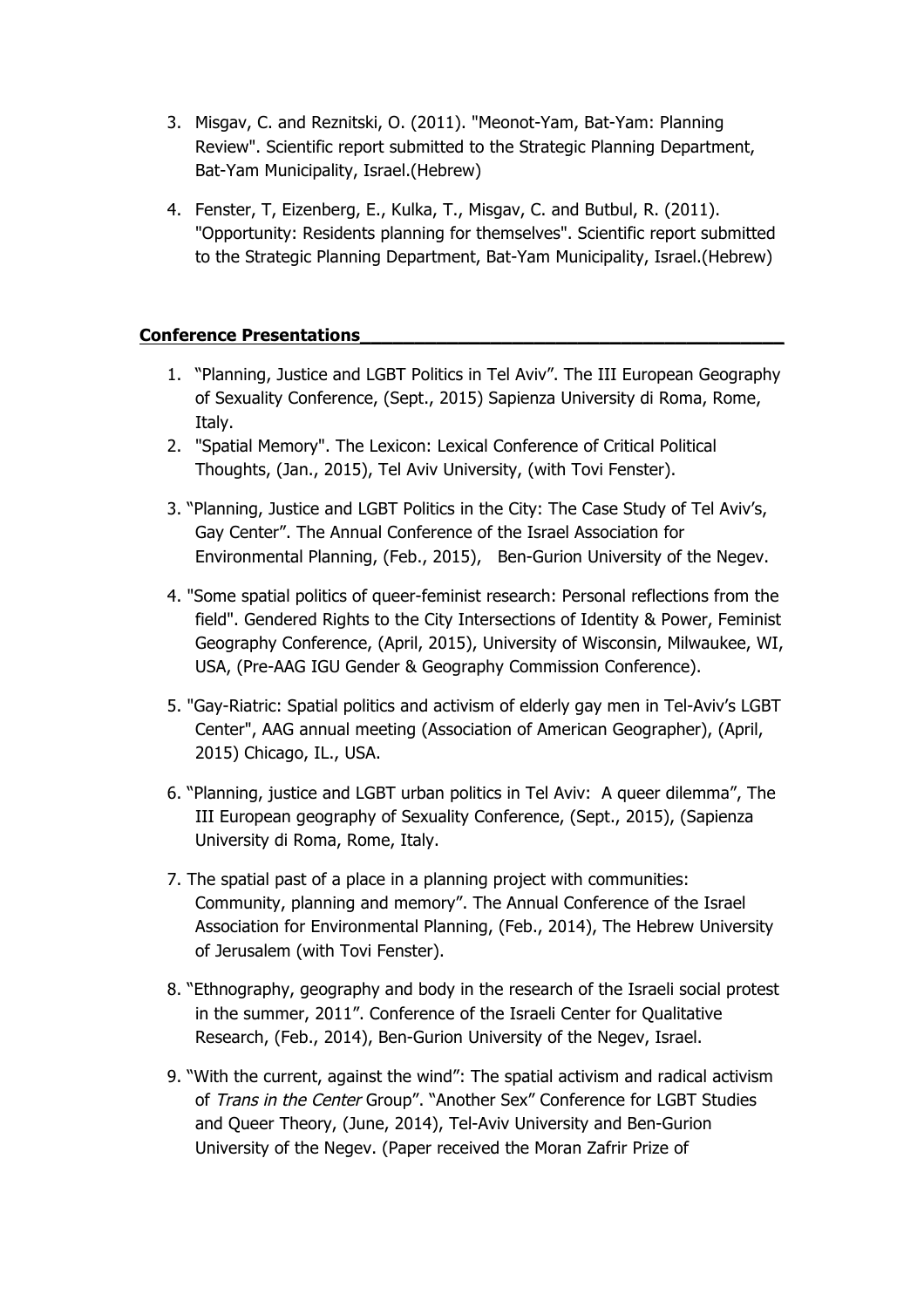3. Misgav, C. and Reznitski, O. (2011). "Meonot-Yam, Bat-Yam: Planning Review". Scientific report submitted to the Strategic Planning Department, Bat-Yam Municipality, Israel.(Hebrew)

4. Fenster, T, Eizenberg, E., Kulka, T., Misgav, C. and Butbul, R. (2011). "Opportunity: Residents planning for themselves". Scientific report submitted to the Strategic Planning Department, Bat-Yam Municipality, Israel.(Hebrew)

## Conference Presentations

1. "Planning, Justice and LGBT Politics in Tel Aviv". The III European Geography of Sexuality Conference, (Sept., 2015) Sapienza University di Roma, Rome, Italy.
2. "Spatial Memory". The Lexicon: Lexical Conference of Critical Political Thoughts, (Jan., 2015), Tel Aviv University, (with Tovi Fenster).
3. "Planning, Justice and LGBT Politics in the City: The Case Study of Tel Aviv's, Gay Center". The Annual Conference of the Israel Association for Environmental Planning, (Feb., 2015), Ben-Gurion University of the Negev.
4. "Some spatial politics of queer-feminist research: Personal reflections from the field". Gendered Rights to the City Intersections of Identity & Power, Feminist Geography Conference, (April, 2015), University of Wisconsin, Milwaukee, WI, USA, (Pre-AAG IGU Gender & Geography Commission Conference).
5. "Gay-Riatric: Spatial politics and activism of elderly gay men in Tel-Aviv's LGBT Center", AAG annual meeting (Association of American Geographer), (April, 2015) Chicago, IL., USA.
6. "Planning, justice and LGBT urban politics in Tel Aviv: A queer dilemma", The III European geography of Sexuality Conference, (Sept., 2015), (Sapienza University di Roma, Rome, Italy.
7. The spatial past of a place in a planning project with communities: Community, planning and memory". The Annual Conference of the Israel Association for Environmental Planning, (Feb., 2014), The Hebrew University of Jerusalem (with Tovi Fenster).
8. "Ethnography, geography and body in the research of the Israeli social protest in the summer, 2011". Conference of the Israeli Center for Qualitative Research, (Feb., 2014), Ben-Gurion University of the Negev, Israel.
9. "With the current, against the wind": The spatial activism and radical activism of *Trans in the Center* Group". "Another Sex" Conference for LGBT Studies and Queer Theory, (June, 2014), Tel-Aviv University and Ben-Gurion University of the Negev. (Paper received the Moran Zafrir Prize of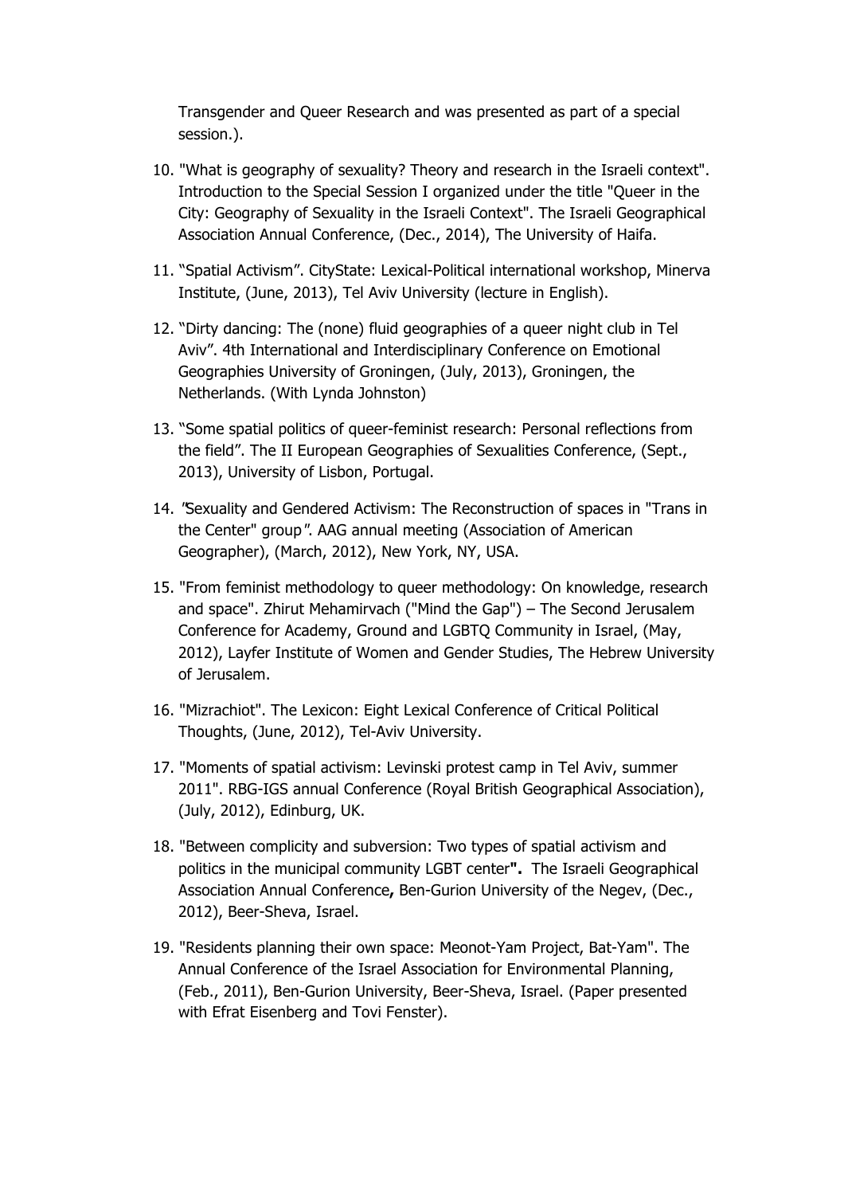Transgender and Queer Research and was presented as part of a special session.).

10. "What is geography of sexuality? Theory and research in the Israeli context". Introduction to the Special Session I organized under the title "Queer in the City: Geography of Sexuality in the Israeli Context". The Israeli Geographical Association Annual Conference, (Dec., 2014), The University of Haifa.
11. "Spatial Activism". CityState: Lexical-Political international workshop, Minerva Institute, (June, 2013), Tel Aviv University (lecture in English).
12. "Dirty dancing: The (none) fluid geographies of a queer night club in Tel Aviv". 4th International and Interdisciplinary Conference on Emotional Geographies University of Groningen, (July, 2013), Groningen, the Netherlands. (With Lynda Johnston)
13. "Some spatial politics of queer-feminist research: Personal reflections from the field". The II European Geographies of Sexualities Conference, (Sept., 2013), University of Lisbon, Portugal.
14. *"Sexuality and Gendered Activism: The Reconstruction of spaces in "Trans in the Center" group".* AAG annual meeting (Association of American Geographer), (March, 2012), New York, NY, USA.
15. "From feminist methodology to queer methodology: On knowledge, research and space". Zhirut Mehamirvach ("Mind the Gap") – The Second Jerusalem Conference for Academy, Ground and LGBTQ Community in Israel, (May, 2012), Layfer Institute of Women and Gender Studies, The Hebrew University of Jerusalem.
16. "Mizrachiot". The Lexicon: Eight Lexical Conference of Critical Political Thoughts, (June, 2012), Tel-Aviv University.
17. "Moments of spatial activism: Levinski protest camp in Tel Aviv, summer 2011". RBG-IGS annual Conference (Royal British Geographical Association), (July, 2012), Edinburg, UK.
18. "Between complicity and subversion: Two types of spatial activism and politics in the municipal community LGBT center**".** The Israeli Geographical Association Annual Conference**,** Ben-Gurion University of the Negev, (Dec., 2012), Beer-Sheva, Israel.
19. "Residents planning their own space: Meonot-Yam Project, Bat-Yam". The Annual Conference of the Israel Association for Environmental Planning, (Feb., 2011), Ben-Gurion University, Beer-Sheva, Israel. (Paper presented with Efrat Eisenberg and Tovi Fenster).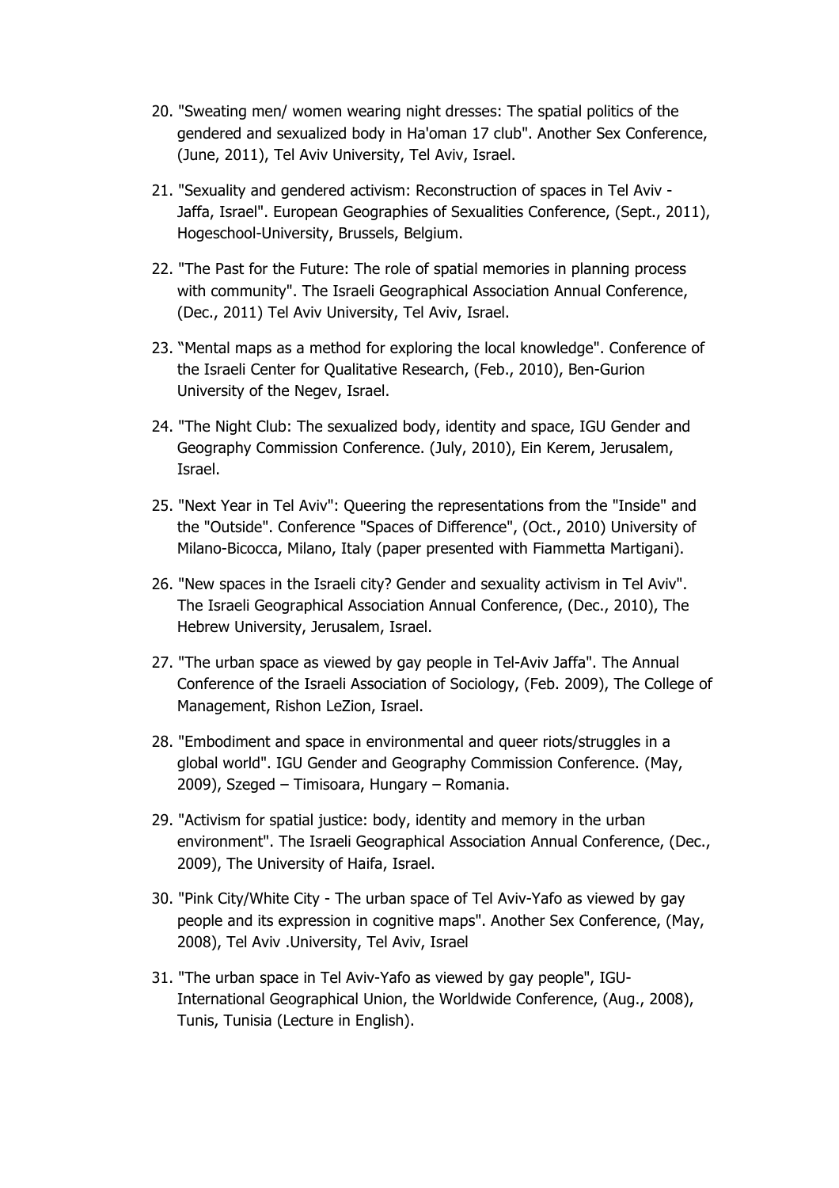20. "Sweating men/ women wearing night dresses: The spatial politics of the gendered and sexualized body in Ha'oman 17 club". Another Sex Conference, (June, 2011), Tel Aviv University, Tel Aviv, Israel.

21. "Sexuality and gendered activism: Reconstruction of spaces in Tel Aviv - Jaffa, Israel". European Geographies of Sexualities Conference, (Sept., 2011), Hogeschool-University, Brussels, Belgium.

22. "The Past for the Future: The role of spatial memories in planning process with community". The Israeli Geographical Association Annual Conference, (Dec., 2011) Tel Aviv University, Tel Aviv, Israel.

23. "Mental maps as a method for exploring the local knowledge". Conference of the Israeli Center for Qualitative Research, (Feb., 2010), Ben-Gurion University of the Negev, Israel.

24. "The Night Club: The sexualized body, identity and space, IGU Gender and Geography Commission Conference. (July, 2010), Ein Kerem, Jerusalem, Israel.

25. "Next Year in Tel Aviv": Queering the representations from the "Inside" and the "Outside". Conference "Spaces of Difference", (Oct., 2010) University of Milano-Bicocca, Milano, Italy (paper presented with Fiammetta Martigani).

26. "New spaces in the Israeli city? Gender and sexuality activism in Tel Aviv". The Israeli Geographical Association Annual Conference, (Dec., 2010), The Hebrew University, Jerusalem, Israel.

27. "The urban space as viewed by gay people in Tel-Aviv Jaffa". The Annual Conference of the Israeli Association of Sociology, (Feb. 2009), The College of Management, Rishon LeZion, Israel.

28. "Embodiment and space in environmental and queer riots/struggles in a global world". IGU Gender and Geography Commission Conference. (May, 2009), Szeged – Timisoara, Hungary – Romania.

29. "Activism for spatial justice: body, identity and memory in the urban environment". The Israeli Geographical Association Annual Conference, (Dec., 2009), The University of Haifa, Israel.

30. "Pink City/White City - The urban space of Tel Aviv-Yafo as viewed by gay people and its expression in cognitive maps". Another Sex Conference, (May, 2008), Tel Aviv .University, Tel Aviv, Israel

31. "The urban space in Tel Aviv-Yafo as viewed by gay people", IGU-International Geographical Union, the Worldwide Conference, (Aug., 2008), Tunis, Tunisia (Lecture in English).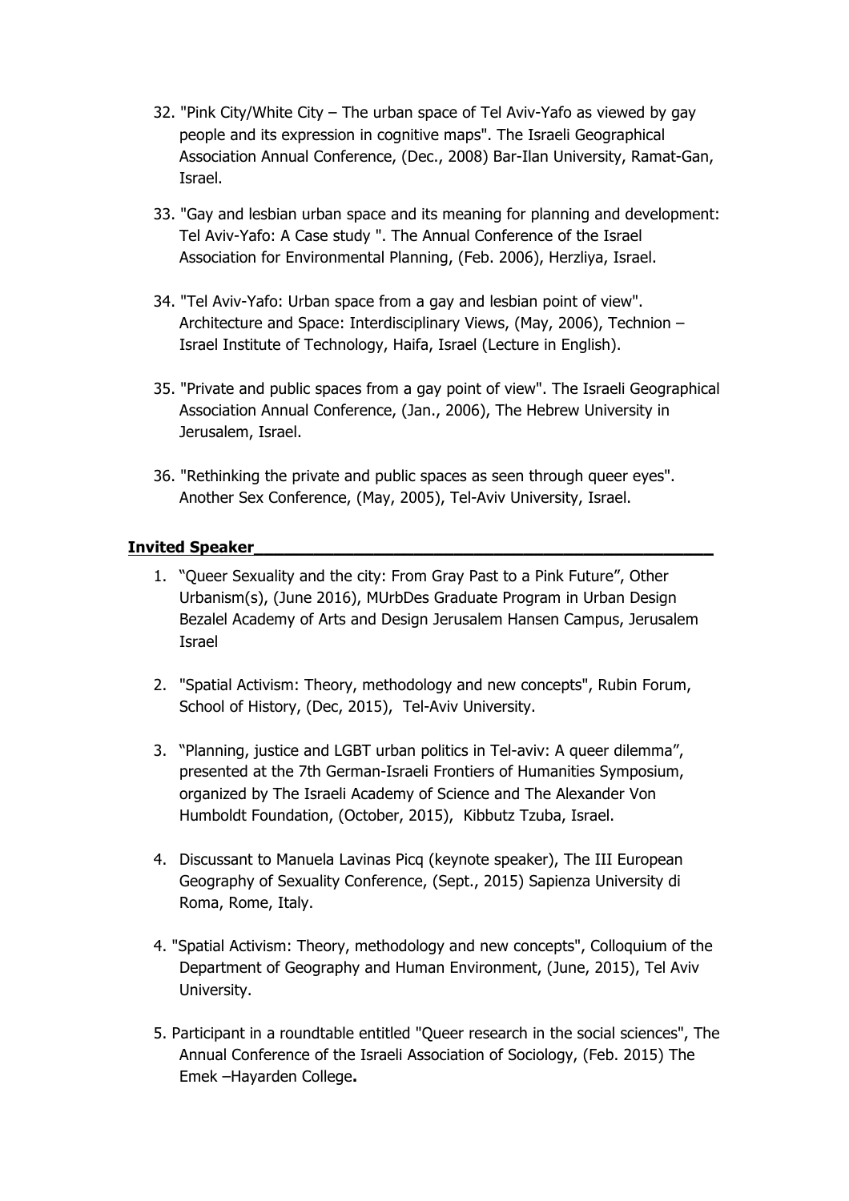32. "Pink City/White City – The urban space of Tel Aviv-Yafo as viewed by gay people and its expression in cognitive maps". The Israeli Geographical Association Annual Conference, (Dec., 2008) Bar-Ilan University, Ramat-Gan, Israel.

33. "Gay and lesbian urban space and its meaning for planning and development: Tel Aviv-Yafo: A Case study ". The Annual Conference of the Israel Association for Environmental Planning, (Feb. 2006), Herzliya, Israel.

34. "Tel Aviv-Yafo: Urban space from a gay and lesbian point of view". Architecture and Space: Interdisciplinary Views, (May, 2006), Technion – Israel Institute of Technology, Haifa, Israel (Lecture in English).

35. "Private and public spaces from a gay point of view". The Israeli Geographical Association Annual Conference, (Jan., 2006), The Hebrew University in Jerusalem, Israel.

36. "Rethinking the private and public spaces as seen through queer eyes". Another Sex Conference, (May, 2005), Tel-Aviv University, Israel.

## Invited Speaker

1. "Queer Sexuality and the city: From Gray Past to a Pink Future", Other Urbanism(s), (June 2016), MUrbDes Graduate Program in Urban Design Bezalel Academy of Arts and Design Jerusalem Hansen Campus, Jerusalem Israel

2. "Spatial Activism: Theory, methodology and new concepts", Rubin Forum, School of History, (Dec, 2015), Tel-Aviv University.

3. "Planning, justice and LGBT urban politics in Tel-aviv: A queer dilemma", presented at the 7th German-Israeli Frontiers of Humanities Symposium, organized by The Israeli Academy of Science and The Alexander Von Humboldt Foundation, (October, 2015), Kibbutz Tzuba, Israel.

4. Discussant to Manuela Lavinas Picq (keynote speaker), The III European Geography of Sexuality Conference, (Sept., 2015) Sapienza University di Roma, Rome, Italy.

4. "Spatial Activism: Theory, methodology and new concepts", Colloquium of the Department of Geography and Human Environment, (June, 2015), Tel Aviv University.

5. Participant in a roundtable entitled "Queer research in the social sciences", The Annual Conference of the Israeli Association of Sociology, (Feb. 2015) The Emek –Hayarden College**.**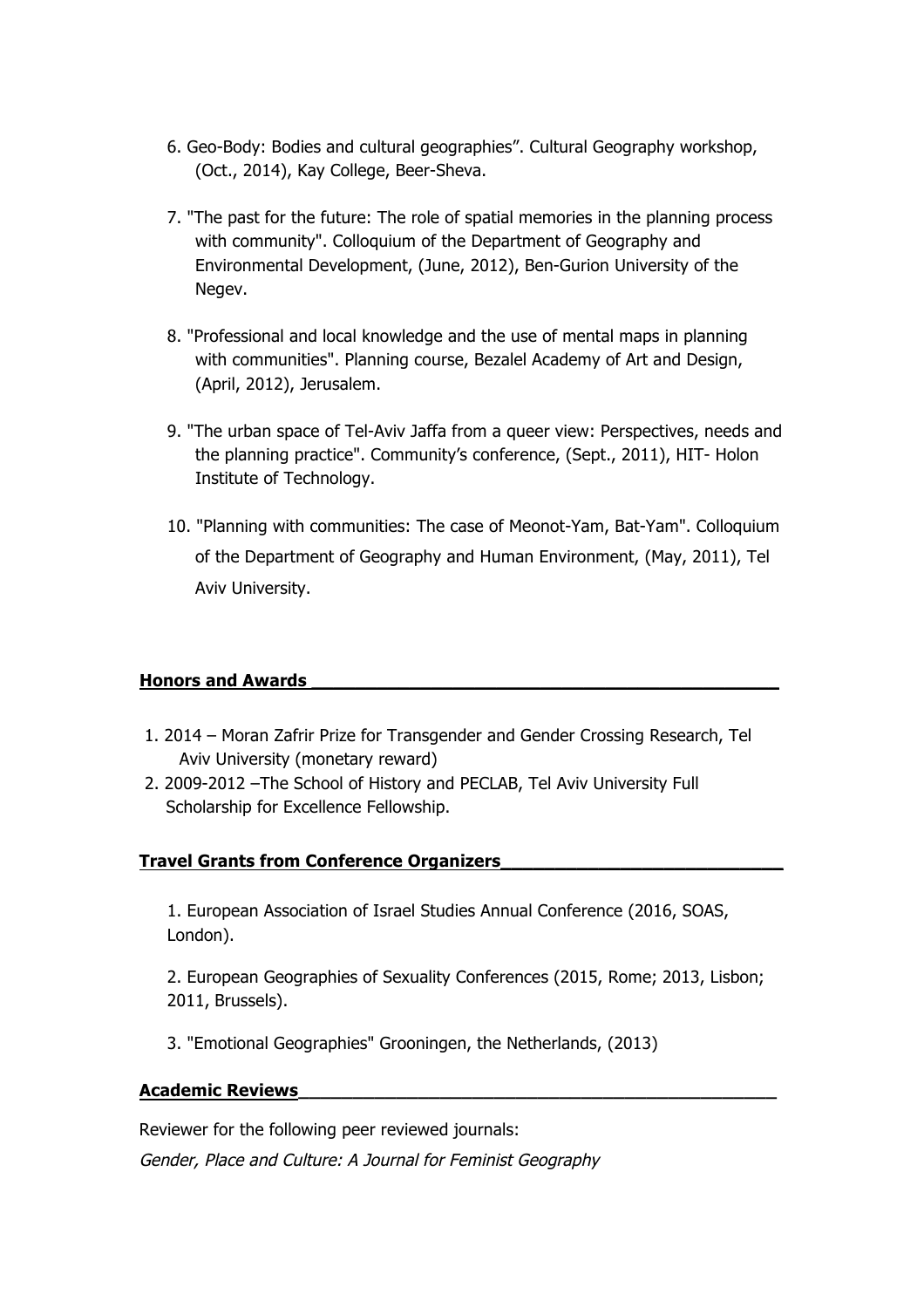6. Geo-Body: Bodies and cultural geographies". Cultural Geography workshop, (Oct., 2014), Kay College, Beer-Sheva.

7. "The past for the future: The role of spatial memories in the planning process with community". Colloquium of the Department of Geography and Environmental Development, (June, 2012), Ben-Gurion University of the Negev.

8. "Professional and local knowledge and the use of mental maps in planning with communities". Planning course, Bezalel Academy of Art and Design, (April, 2012), Jerusalem.

9. "The urban space of Tel-Aviv Jaffa from a queer view: Perspectives, needs and the planning practice". Community's conference, (Sept., 2011), HIT- Holon Institute of Technology.

10. "Planning with communities: The case of Meonot-Yam, Bat-Yam". Colloquium of the Department of Geography and Human Environment, (May, 2011), Tel Aviv University.

## Honors and Awards

1. 2014 – Moran Zafrir Prize for Transgender and Gender Crossing Research, Tel Aviv University (monetary reward)
2. 2009-2012 –The School of History and PECLAB, Tel Aviv University Full Scholarship for Excellence Fellowship.

## Travel Grants from Conference Organizers

1. European Association of Israel Studies Annual Conference (2016, SOAS, London).

2. European Geographies of Sexuality Conferences (2015, Rome; 2013, Lisbon; 2011, Brussels).

3. "Emotional Geographies" Grooningen, the Netherlands, (2013)

## Academic Reviews

Reviewer for the following peer reviewed journals:

*Gender, Place and Culture: A Journal for Feminist Geography*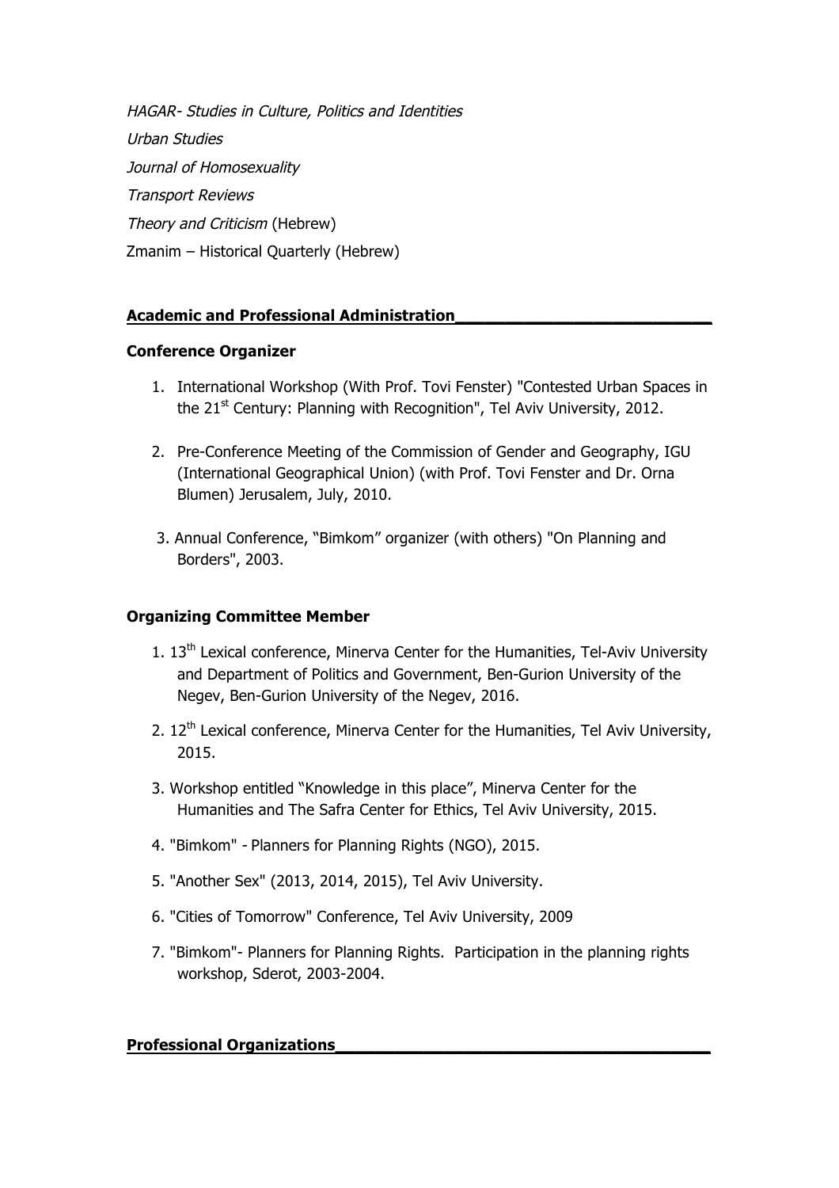*HAGAR- Studies in Culture, Politics and Identities*

*Urban Studies*

*Journal of Homosexuality*

*Transport Reviews*

*Theory and Criticism* (Hebrew)

Zmanim – Historical Quarterly (Hebrew)

## Academic and Professional Administration

### Conference Organizer

1. International Workshop (With Prof. Tovi Fenster) "Contested Urban Spaces in the 21st Century: Planning with Recognition", Tel Aviv University, 2012.

2. Pre-Conference Meeting of the Commission of Gender and Geography, IGU (International Geographical Union) (with Prof. Tovi Fenster and Dr. Orna Blumen) Jerusalem, July, 2010.

3. Annual Conference, "Bimkom" organizer (with others) "On Planning and Borders", 2003.

### Organizing Committee Member

1. 13th Lexical conference, Minerva Center for the Humanities, Tel-Aviv University and Department of Politics and Government, Ben-Gurion University of the Negev, Ben-Gurion University of the Negev, 2016.

2. 12th Lexical conference, Minerva Center for the Humanities, Tel Aviv University, 2015.

3. Workshop entitled "Knowledge in this place", Minerva Center for the Humanities and The Safra Center for Ethics, Tel Aviv University, 2015.

4. "Bimkom" - Planners for Planning Rights (NGO), 2015.

5. "Another Sex" (2013, 2014, 2015), Tel Aviv University.

6. "Cities of Tomorrow" Conference, Tel Aviv University, 2009

7. "Bimkom"- Planners for Planning Rights. Participation in the planning rights workshop, Sderot, 2003-2004.

## Professional Organizations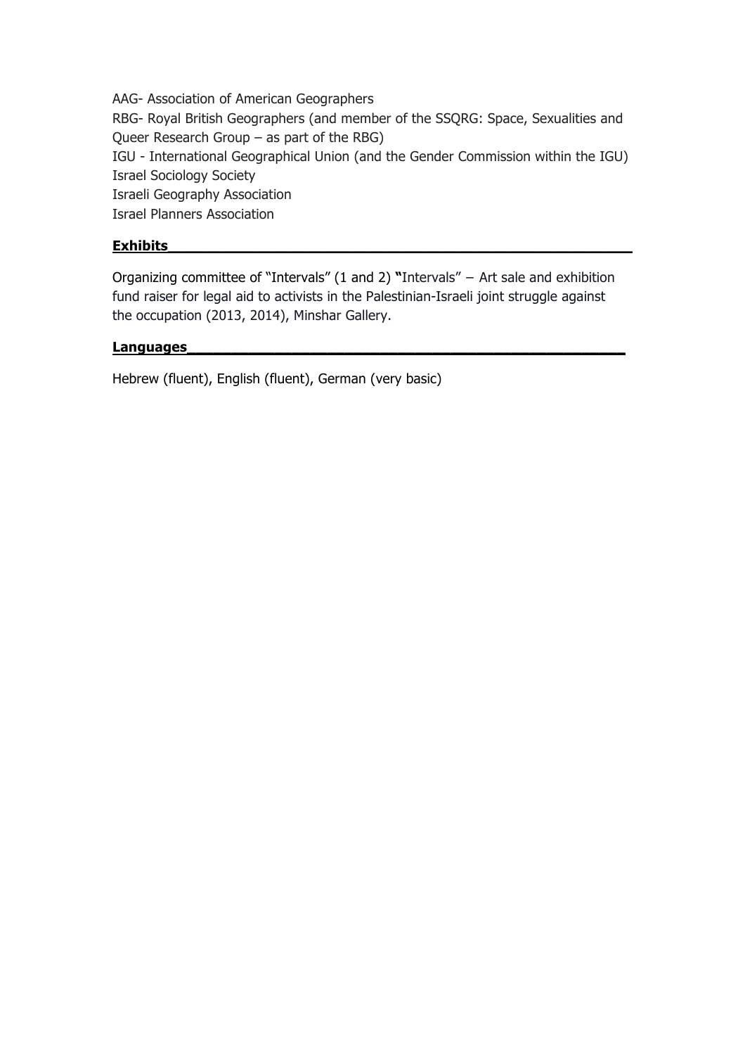AAG- Association of American Geographers
RBG- Royal British Geographers (and member of the SSQRG: Space, Sexualities and Queer Research Group – as part of the RBG)
IGU - International Geographical Union (and the Gender Commission within the IGU)
Israel Sociology Society
Israeli Geography Association
Israel Planners Association

## Exhibits

Organizing committee of "Intervals" (1 and 2) **"**Intervals" – Art sale and exhibition fund raiser for legal aid to activists in the Palestinian-Israeli joint struggle against the occupation (2013, 2014), Minshar Gallery.

## Languages

Hebrew (fluent), English (fluent), German (very basic)